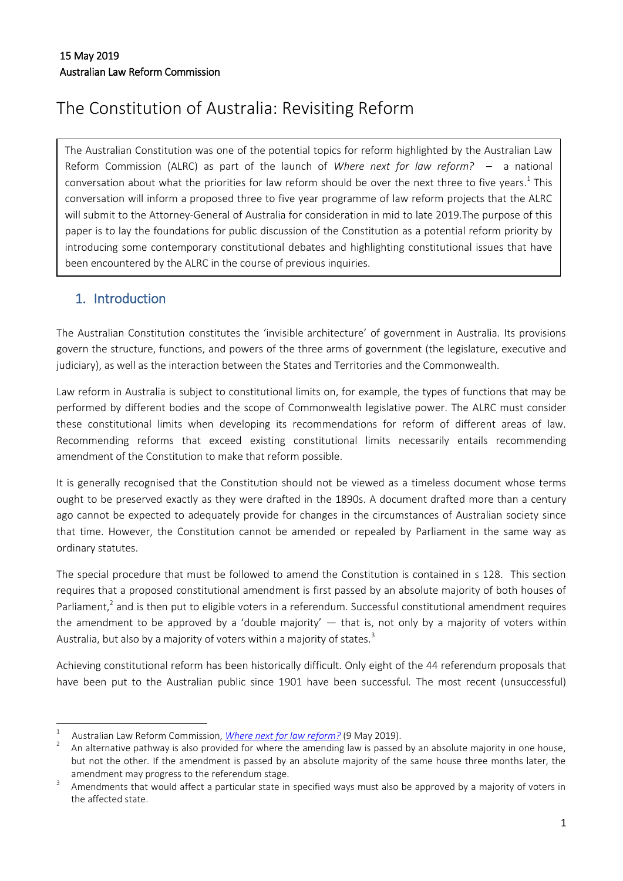15 May 2019
Australian Law Reform Commission

# The Constitution of Australia: Revisiting Reform

The Australian Constitution was one of the potential topics for reform highlighted by the Australian Law Reform Commission (ALRC) as part of the launch of *Where next for law reform?* – a national conversation about what the priorities for law reform should be over the next three to five years.[1] This conversation will inform a proposed three to five year programme of law reform projects that the ALRC will submit to the Attorney-General of Australia for consideration in mid to late 2019.The purpose of this paper is to lay the foundations for public discussion of the Constitution as a potential reform priority by introducing some contemporary constitutional debates and highlighting constitutional issues that have been encountered by the ALRC in the course of previous inquiries.

## 1. Introduction

The Australian Constitution constitutes the 'invisible architecture' of government in Australia. Its provisions govern the structure, functions, and powers of the three arms of government (the legislature, executive and judiciary), as well as the interaction between the States and Territories and the Commonwealth.

Law reform in Australia is subject to constitutional limits on, for example, the types of functions that may be performed by different bodies and the scope of Commonwealth legislative power. The ALRC must consider these constitutional limits when developing its recommendations for reform of different areas of law. Recommending reforms that exceed existing constitutional limits necessarily entails recommending amendment of the Constitution to make that reform possible.

It is generally recognised that the Constitution should not be viewed as a timeless document whose terms ought to be preserved exactly as they were drafted in the 1890s. A document drafted more than a century ago cannot be expected to adequately provide for changes in the circumstances of Australian society since that time. However, the Constitution cannot be amended or repealed by Parliament in the same way as ordinary statutes.

The special procedure that must be followed to amend the Constitution is contained in s 128. This section requires that a proposed constitutional amendment is first passed by an absolute majority of both houses of Parliament,[2] and is then put to eligible voters in a referendum. Successful constitutional amendment requires the amendment to be approved by a 'double majority' — that is, not only by a majority of voters within Australia, but also by a majority of voters within a majority of states.[3]

Achieving constitutional reform has been historically difficult. Only eight of the 44 referendum proposals that have been put to the Australian public since 1901 have been successful. The most recent (unsuccessful)

---

[1] Australian Law Reform Commission, *Where next for law reform?* (9 May 2019).

[2] An alternative pathway is also provided for where the amending law is passed by an absolute majority in one house, but not the other. If the amendment is passed by an absolute majority of the same house three months later, the amendment may progress to the referendum stage.

[3] Amendments that would affect a particular state in specified ways must also be approved by a majority of voters in the affected state.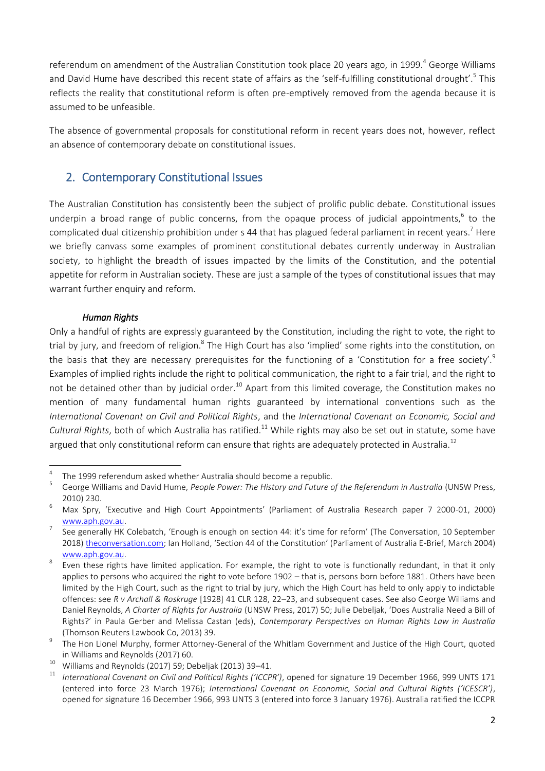referendum on amendment of the Australian Constitution took place 20 years ago, in 1999.[4] George Williams and David Hume have described this recent state of affairs as the 'self-fulfilling constitutional drought'.[5] This reflects the reality that constitutional reform is often pre-emptively removed from the agenda because it is assumed to be unfeasible.

The absence of governmental proposals for constitutional reform in recent years does not, however, reflect an absence of contemporary debate on constitutional issues.

## 2. Contemporary Constitutional Issues

The Australian Constitution has consistently been the subject of prolific public debate. Constitutional issues underpin a broad range of public concerns, from the opaque process of judicial appointments,[6] to the complicated dual citizenship prohibition under s 44 that has plagued federal parliament in recent years.[7] Here we briefly canvass some examples of prominent constitutional debates currently underway in Australian society, to highlight the breadth of issues impacted by the limits of the Constitution, and the potential appetite for reform in Australian society. These are just a sample of the types of constitutional issues that may warrant further enquiry and reform.

### *Human Rights*

Only a handful of rights are expressly guaranteed by the Constitution, including the right to vote, the right to trial by jury, and freedom of religion.[8] The High Court has also 'implied' some rights into the constitution, on the basis that they are necessary prerequisites for the functioning of a 'Constitution for a free society'.[9] Examples of implied rights include the right to political communication, the right to a fair trial, and the right to not be detained other than by judicial order.[10] Apart from this limited coverage, the Constitution makes no mention of many fundamental human rights guaranteed by international conventions such as the *International Covenant on Civil and Political Rights*, and the *International Covenant on Economic, Social and Cultural Rights*, both of which Australia has ratified.[11] While rights may also be set out in statute, some have argued that only constitutional reform can ensure that rights are adequately protected in Australia.[12]

---

[4] The 1999 referendum asked whether Australia should become a republic.

[5] George Williams and David Hume, *People Power: The History and Future of the Referendum in Australia* (UNSW Press, 2010) 230.

[6] Max Spry, 'Executive and High Court Appointments' (Parliament of Australia Research paper 7 2000-01, 2000) www.aph.gov.au.

[7] See generally HK Colebatch, 'Enough is enough on section 44: it's time for reform' (The Conversation, 10 September 2018) theconversation.com; Ian Holland, 'Section 44 of the Constitution' (Parliament of Australia E-Brief, March 2004) www.aph.gov.au.

[8] Even these rights have limited application. For example, the right to vote is functionally redundant, in that it only applies to persons who acquired the right to vote before 1902 – that is, persons born before 1881. Others have been limited by the High Court, such as the right to trial by jury, which the High Court has held to only apply to indictable offences: see *R v Archall & Roskruge* [1928] 41 CLR 128, 22–23, and subsequent cases. See also George Williams and Daniel Reynolds, *A Charter of Rights for Australia* (UNSW Press, 2017) 50; Julie Debeljak, 'Does Australia Need a Bill of Rights?' in Paula Gerber and Melissa Castan (eds), *Contemporary Perspectives on Human Rights Law in Australia* (Thomson Reuters Lawbook Co, 2013) 39.

[9] The Hon Lionel Murphy, former Attorney-General of the Whitlam Government and Justice of the High Court, quoted in Williams and Reynolds (2017) 60.

[10] Williams and Reynolds (2017) 59; Debeljak (2013) 39–41.

[11] *International Covenant on Civil and Political Rights ('ICCPR')*, opened for signature 19 December 1966, 999 UNTS 171 (entered into force 23 March 1976); *International Covenant on Economic, Social and Cultural Rights ('ICESCR')*, opened for signature 16 December 1966, 993 UNTS 3 (entered into force 3 January 1976). Australia ratified the ICCPR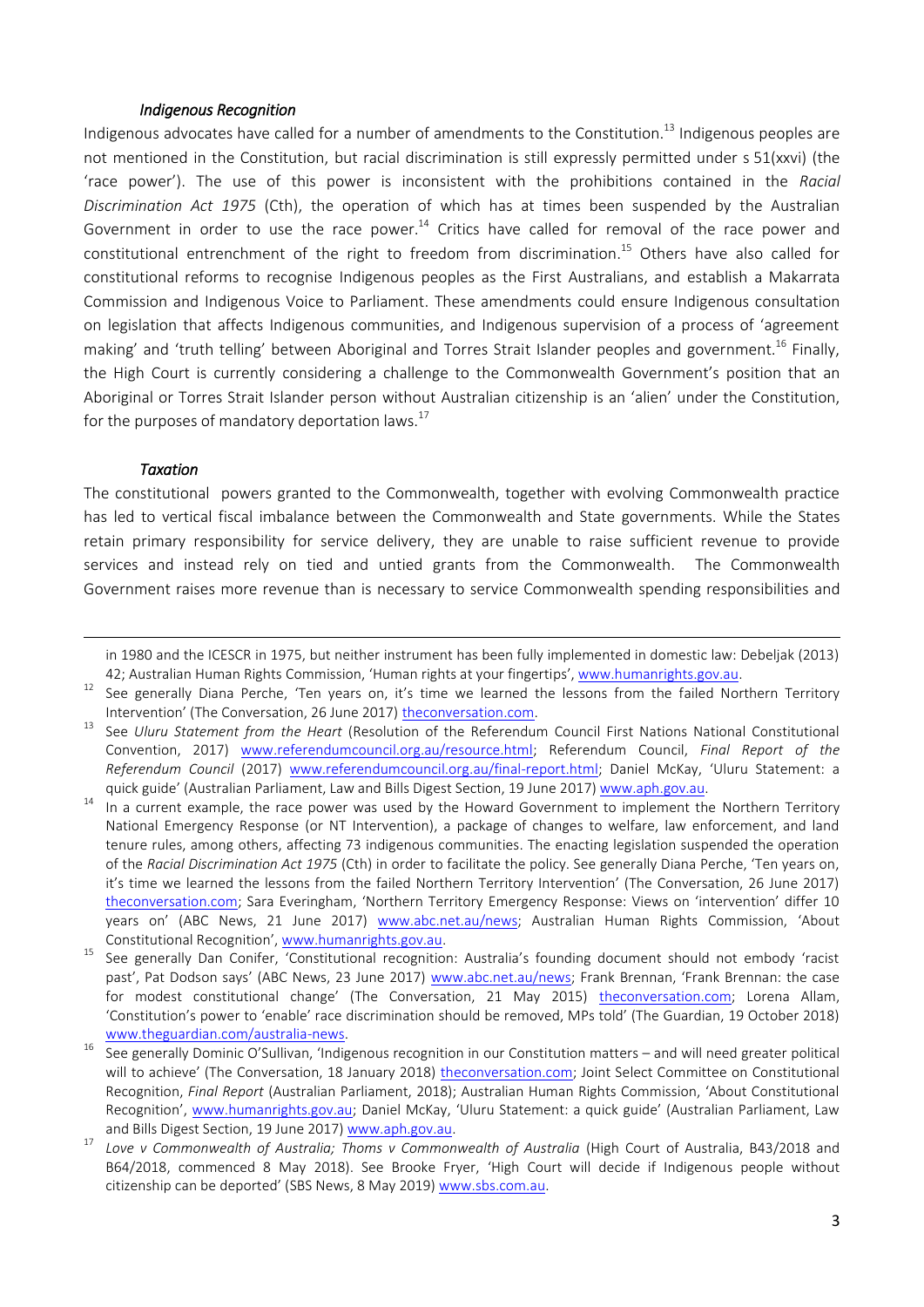### *Indigenous Recognition*

Indigenous advocates have called for a number of amendments to the Constitution.[13] Indigenous peoples are not mentioned in the Constitution, but racial discrimination is still expressly permitted under s 51(xxvi) (the 'race power'). The use of this power is inconsistent with the prohibitions contained in the *Racial Discrimination Act 1975* (Cth), the operation of which has at times been suspended by the Australian Government in order to use the race power.[14] Critics have called for removal of the race power and constitutional entrenchment of the right to freedom from discrimination.[15] Others have also called for constitutional reforms to recognise Indigenous peoples as the First Australians, and establish a Makarrata Commission and Indigenous Voice to Parliament. These amendments could ensure Indigenous consultation on legislation that affects Indigenous communities, and Indigenous supervision of a process of 'agreement making' and 'truth telling' between Aboriginal and Torres Strait Islander peoples and government.[16] Finally, the High Court is currently considering a challenge to the Commonwealth Government's position that an Aboriginal or Torres Strait Islander person without Australian citizenship is an 'alien' under the Constitution, for the purposes of mandatory deportation laws.[17]

### *Taxation*

The constitutional powers granted to the Commonwealth, together with evolving Commonwealth practice has led to vertical fiscal imbalance between the Commonwealth and State governments. While the States retain primary responsibility for service delivery, they are unable to raise sufficient revenue to provide services and instead rely on tied and untied grants from the Commonwealth. The Commonwealth Government raises more revenue than is necessary to service Commonwealth spending responsibilities and

---

in 1980 and the ICESCR in 1975, but neither instrument has been fully implemented in domestic law: Debeljak (2013) 42; Australian Human Rights Commission, 'Human rights at your fingertips', www.humanrights.gov.au.

[12] See generally Diana Perche, 'Ten years on, it's time we learned the lessons from the failed Northern Territory Intervention' (The Conversation, 26 June 2017) theconversation.com.

[13] See *Uluru Statement from the Heart* (Resolution of the Referendum Council First Nations National Constitutional Convention, 2017) www.referendumcouncil.org.au/resource.html; Referendum Council, *Final Report of the Referendum Council* (2017) www.referendumcouncil.org.au/final-report.html; Daniel McKay, 'Uluru Statement: a quick guide' (Australian Parliament, Law and Bills Digest Section, 19 June 2017) www.aph.gov.au.

[14] In a current example, the race power was used by the Howard Government to implement the Northern Territory National Emergency Response (or NT Intervention), a package of changes to welfare, law enforcement, and land tenure rules, among others, affecting 73 indigenous communities. The enacting legislation suspended the operation of the *Racial Discrimination Act 1975* (Cth) in order to facilitate the policy. See generally Diana Perche, 'Ten years on, it's time we learned the lessons from the failed Northern Territory Intervention' (The Conversation, 26 June 2017) theconversation.com; Sara Everingham, 'Northern Territory Emergency Response: Views on 'intervention' differ 10 years on' (ABC News, 21 June 2017) www.abc.net.au/news; Australian Human Rights Commission, 'About Constitutional Recognition', www.humanrights.gov.au.

[15] See generally Dan Conifer, 'Constitutional recognition: Australia's founding document should not embody 'racist past', Pat Dodson says' (ABC News, 23 June 2017) www.abc.net.au/news; Frank Brennan, 'Frank Brennan: the case for modest constitutional change' (The Conversation, 21 May 2015) theconversation.com; Lorena Allam, 'Constitution's power to 'enable' race discrimination should be removed, MPs told' (The Guardian, 19 October 2018) www.theguardian.com/australia-news.

[16] See generally Dominic O'Sullivan, 'Indigenous recognition in our Constitution matters – and will need greater political will to achieve' (The Conversation, 18 January 2018) theconversation.com; Joint Select Committee on Constitutional Recognition, *Final Report* (Australian Parliament, 2018); Australian Human Rights Commission, 'About Constitutional Recognition', www.humanrights.gov.au; Daniel McKay, 'Uluru Statement: a quick guide' (Australian Parliament, Law and Bills Digest Section, 19 June 2017) www.aph.gov.au.

[17] *Love v Commonwealth of Australia; Thoms v Commonwealth of Australia* (High Court of Australia, B43/2018 and B64/2018, commenced 8 May 2018). See Brooke Fryer, 'High Court will decide if Indigenous people without citizenship can be deported' (SBS News, 8 May 2019) www.sbs.com.au.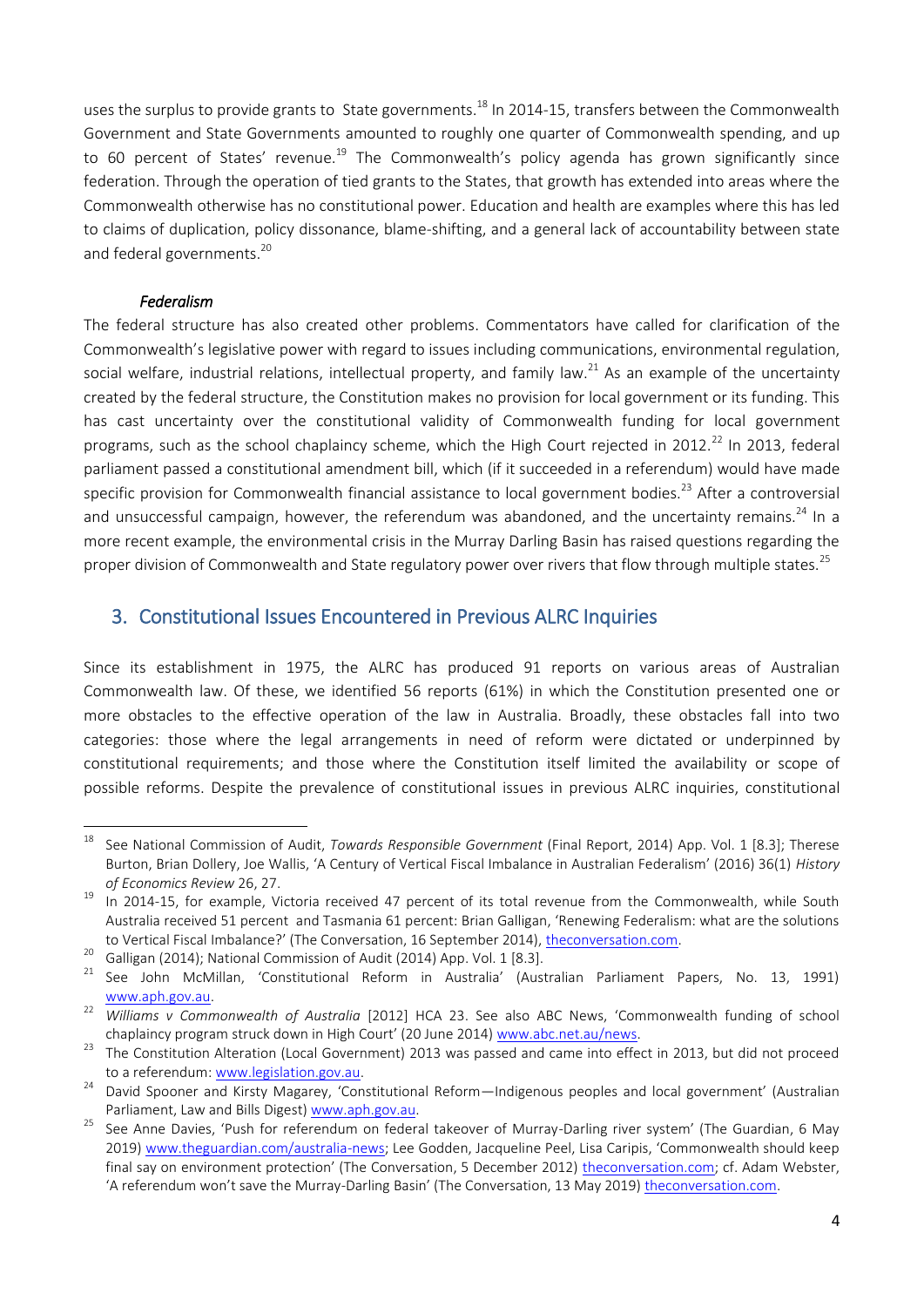uses the surplus to provide grants to State governments.[18] In 2014-15, transfers between the Commonwealth Government and State Governments amounted to roughly one quarter of Commonwealth spending, and up to 60 percent of States' revenue.[19] The Commonwealth's policy agenda has grown significantly since federation. Through the operation of tied grants to the States, that growth has extended into areas where the Commonwealth otherwise has no constitutional power. Education and health are examples where this has led to claims of duplication, policy dissonance, blame-shifting, and a general lack of accountability between state and federal governments.[20]

#### *Federalism*

The federal structure has also created other problems. Commentators have called for clarification of the Commonwealth's legislative power with regard to issues including communications, environmental regulation, social welfare, industrial relations, intellectual property, and family law.[21] As an example of the uncertainty created by the federal structure, the Constitution makes no provision for local government or its funding. This has cast uncertainty over the constitutional validity of Commonwealth funding for local government programs, such as the school chaplaincy scheme, which the High Court rejected in 2012.[22] In 2013, federal parliament passed a constitutional amendment bill, which (if it succeeded in a referendum) would have made specific provision for Commonwealth financial assistance to local government bodies.[23] After a controversial and unsuccessful campaign, however, the referendum was abandoned, and the uncertainty remains.[24] In a more recent example, the environmental crisis in the Murray Darling Basin has raised questions regarding the proper division of Commonwealth and State regulatory power over rivers that flow through multiple states.[25]

## 3. Constitutional Issues Encountered in Previous ALRC Inquiries

Since its establishment in 1975, the ALRC has produced 91 reports on various areas of Australian Commonwealth law. Of these, we identified 56 reports (61%) in which the Constitution presented one or more obstacles to the effective operation of the law in Australia. Broadly, these obstacles fall into two categories: those where the legal arrangements in need of reform were dictated or underpinned by constitutional requirements; and those where the Constitution itself limited the availability or scope of possible reforms. Despite the prevalence of constitutional issues in previous ALRC inquiries, constitutional

---

[18] See National Commission of Audit, *Towards Responsible Government* (Final Report, 2014) App. Vol. 1 [8.3]; Therese Burton, Brian Dollery, Joe Wallis, 'A Century of Vertical Fiscal Imbalance in Australian Federalism' (2016) 36(1) *History of Economics Review* 26, 27.

[19] In 2014-15, for example, Victoria received 47 percent of its total revenue from the Commonwealth, while South Australia received 51 percent and Tasmania 61 percent: Brian Galligan, 'Renewing Federalism: what are the solutions to Vertical Fiscal Imbalance?' (The Conversation, 16 September 2014), theconversation.com.

[20] Galligan (2014); National Commission of Audit (2014) App. Vol. 1 [8.3].

[21] See John McMillan, 'Constitutional Reform in Australia' (Australian Parliament Papers, No. 13, 1991) www.aph.gov.au.

[22] *Williams v Commonwealth of Australia* [2012] HCA 23. See also ABC News, 'Commonwealth funding of school chaplaincy program struck down in High Court' (20 June 2014) www.abc.net.au/news.

[23] The Constitution Alteration (Local Government) 2013 was passed and came into effect in 2013, but did not proceed to a referendum: www.legislation.gov.au.

[24] David Spooner and Kirsty Magarey, 'Constitutional Reform—Indigenous peoples and local government' (Australian Parliament, Law and Bills Digest) www.aph.gov.au.

[25] See Anne Davies, 'Push for referendum on federal takeover of Murray-Darling river system' (The Guardian, 6 May 2019) www.theguardian.com/australia-news; Lee Godden, Jacqueline Peel, Lisa Caripis, 'Commonwealth should keep final say on environment protection' (The Conversation, 5 December 2012) theconversation.com; cf. Adam Webster, 'A referendum won't save the Murray-Darling Basin' (The Conversation, 13 May 2019) theconversation.com.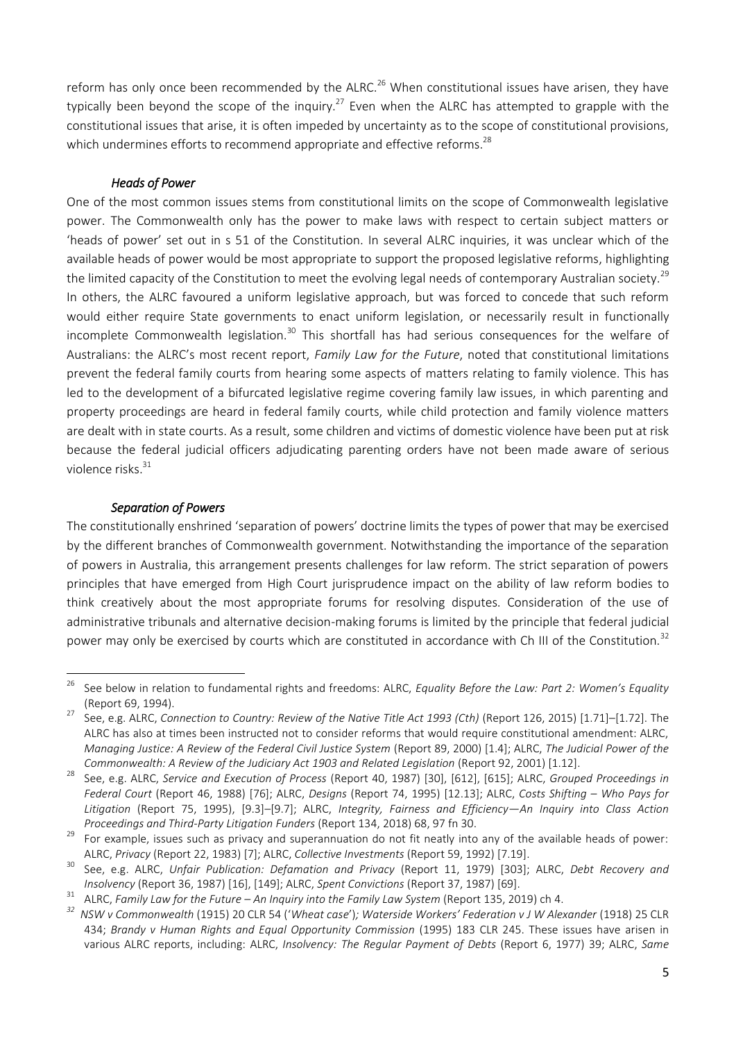reform has only once been recommended by the ALRC.[26] When constitutional issues have arisen, they have typically been beyond the scope of the inquiry.[27] Even when the ALRC has attempted to grapple with the constitutional issues that arise, it is often impeded by uncertainty as to the scope of constitutional provisions, which undermines efforts to recommend appropriate and effective reforms.[28]

### *Heads of Power*

One of the most common issues stems from constitutional limits on the scope of Commonwealth legislative power. The Commonwealth only has the power to make laws with respect to certain subject matters or 'heads of power' set out in s 51 of the Constitution. In several ALRC inquiries, it was unclear which of the available heads of power would be most appropriate to support the proposed legislative reforms, highlighting the limited capacity of the Constitution to meet the evolving legal needs of contemporary Australian society.[29] In others, the ALRC favoured a uniform legislative approach, but was forced to concede that such reform would either require State governments to enact uniform legislation, or necessarily result in functionally incomplete Commonwealth legislation.[30] This shortfall has had serious consequences for the welfare of Australians: the ALRC's most recent report, *Family Law for the Future*, noted that constitutional limitations prevent the federal family courts from hearing some aspects of matters relating to family violence. This has led to the development of a bifurcated legislative regime covering family law issues, in which parenting and property proceedings are heard in federal family courts, while child protection and family violence matters are dealt with in state courts. As a result, some children and victims of domestic violence have been put at risk because the federal judicial officers adjudicating parenting orders have not been made aware of serious violence risks.[31]

### *Separation of Powers*

The constitutionally enshrined 'separation of powers' doctrine limits the types of power that may be exercised by the different branches of Commonwealth government. Notwithstanding the importance of the separation of powers in Australia, this arrangement presents challenges for law reform. The strict separation of powers principles that have emerged from High Court jurisprudence impact on the ability of law reform bodies to think creatively about the most appropriate forums for resolving disputes. Consideration of the use of administrative tribunals and alternative decision-making forums is limited by the principle that federal judicial power may only be exercised by courts which are constituted in accordance with Ch III of the Constitution.[32]

---

[26] See below in relation to fundamental rights and freedoms: ALRC, *Equality Before the Law: Part 2: Women's Equality* (Report 69, 1994).

[27] See, e.g. ALRC, *Connection to Country: Review of the Native Title Act 1993 (Cth)* (Report 126, 2015) [1.71]–[1.72]. The ALRC has also at times been instructed not to consider reforms that would require constitutional amendment: ALRC, *Managing Justice: A Review of the Federal Civil Justice System* (Report 89, 2000) [1.4]; ALRC, *The Judicial Power of the Commonwealth: A Review of the Judiciary Act 1903 and Related Legislation* (Report 92, 2001) [1.12].

[28] See, e.g. ALRC, *Service and Execution of Process* (Report 40, 1987) [30], [612], [615]; ALRC, *Grouped Proceedings in Federal Court* (Report 46, 1988) [76]; ALRC, *Designs* (Report 74, 1995) [12.13]; ALRC, *Costs Shifting – Who Pays for Litigation* (Report 75, 1995), [9.3]–[9.7]; ALRC, *Integrity, Fairness and Efficiency—An Inquiry into Class Action Proceedings and Third-Party Litigation Funders* (Report 134, 2018) 68, 97 fn 30.

[29] For example, issues such as privacy and superannuation do not fit neatly into any of the available heads of power: ALRC, *Privacy* (Report 22, 1983) [7]; ALRC, *Collective Investments* (Report 59, 1992) [7.19].

[30] See, e.g. ALRC, *Unfair Publication: Defamation and Privacy* (Report 11, 1979) [303]; ALRC, *Debt Recovery and Insolvency* (Report 36, 1987) [16], [149]; ALRC, *Spent Convictions* (Report 37, 1987) [69].

[31] ALRC, *Family Law for the Future – An Inquiry into the Family Law System* (Report 135, 2019) ch 4.

[32] *NSW v Commonwealth* (1915) 20 CLR 54 ('*Wheat case*'); *Waterside Workers' Federation v J W Alexander* (1918) 25 CLR 434; *Brandy v Human Rights and Equal Opportunity Commission* (1995) 183 CLR 245. These issues have arisen in various ALRC reports, including: ALRC, *Insolvency: The Regular Payment of Debts* (Report 6, 1977) 39; ALRC, *Same*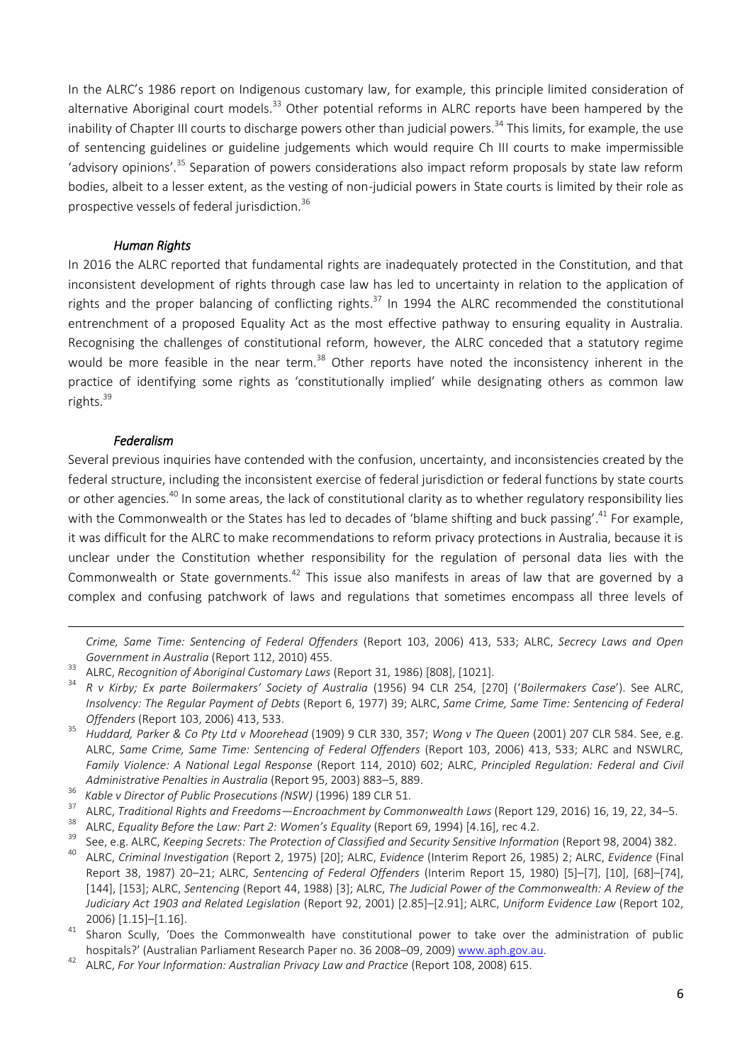In the ALRC's 1986 report on Indigenous customary law, for example, this principle limited consideration of alternative Aboriginal court models.[33] Other potential reforms in ALRC reports have been hampered by the inability of Chapter III courts to discharge powers other than judicial powers.[34] This limits, for example, the use of sentencing guidelines or guideline judgements which would require Ch III courts to make impermissible 'advisory opinions'.[35] Separation of powers considerations also impact reform proposals by state law reform bodies, albeit to a lesser extent, as the vesting of non-judicial powers in State courts is limited by their role as prospective vessels of federal jurisdiction.[36]

### *Human Rights*

In 2016 the ALRC reported that fundamental rights are inadequately protected in the Constitution, and that inconsistent development of rights through case law has led to uncertainty in relation to the application of rights and the proper balancing of conflicting rights.[37] In 1994 the ALRC recommended the constitutional entrenchment of a proposed Equality Act as the most effective pathway to ensuring equality in Australia. Recognising the challenges of constitutional reform, however, the ALRC conceded that a statutory regime would be more feasible in the near term.[38] Other reports have noted the inconsistency inherent in the practice of identifying some rights as 'constitutionally implied' while designating others as common law rights.[39]

### *Federalism*

Several previous inquiries have contended with the confusion, uncertainty, and inconsistencies created by the federal structure, including the inconsistent exercise of federal jurisdiction or federal functions by state courts or other agencies.[40] In some areas, the lack of constitutional clarity as to whether regulatory responsibility lies with the Commonwealth or the States has led to decades of 'blame shifting and buck passing'.[41] For example, it was difficult for the ALRC to make recommendations to reform privacy protections in Australia, because it is unclear under the Constitution whether responsibility for the regulation of personal data lies with the Commonwealth or State governments.[42] This issue also manifests in areas of law that are governed by a complex and confusing patchwork of laws and regulations that sometimes encompass all three levels of

---

*Crime, Same Time: Sentencing of Federal Offenders* (Report 103, 2006) 413, 533; ALRC, *Secrecy Laws and Open Government in Australia* (Report 112, 2010) 455.

[33] ALRC, *Recognition of Aboriginal Customary Laws* (Report 31, 1986) [808], [1021].

[34] *R v Kirby; Ex parte Boilermakers' Society of Australia* (1956) 94 CLR 254, [270] ('*Boilermakers Case*'). See ALRC, *Insolvency: The Regular Payment of Debts* (Report 6, 1977) 39; ALRC, *Same Crime, Same Time: Sentencing of Federal Offenders* (Report 103, 2006) 413, 533.

[35] *Huddard, Parker & Co Pty Ltd v Moorehead* (1909) 9 CLR 330, 357; *Wong v The Queen* (2001) 207 CLR 584. See, e.g. ALRC, *Same Crime, Same Time: Sentencing of Federal Offenders* (Report 103, 2006) 413, 533; ALRC and NSWLRC, *Family Violence: A National Legal Response* (Report 114, 2010) 602; ALRC, *Principled Regulation: Federal and Civil Administrative Penalties in Australia* (Report 95, 2003) 883–5, 889.

[36] *Kable v Director of Public Prosecutions (NSW)* (1996) 189 CLR 51.

[37] ALRC, *Traditional Rights and Freedoms—Encroachment by Commonwealth Laws* (Report 129, 2016) 16, 19, 22, 34–5.

[38] ALRC, *Equality Before the Law: Part 2: Women's Equality* (Report 69, 1994) [4.16], rec 4.2.

[39] See, e.g. ALRC, *Keeping Secrets: The Protection of Classified and Security Sensitive Information* (Report 98, 2004) 382.

[40] ALRC, *Criminal Investigation* (Report 2, 1975) [20]; ALRC, *Evidence* (Interim Report 26, 1985) 2; ALRC, *Evidence* (Final Report 38, 1987) 20–21; ALRC, *Sentencing of Federal Offenders* (Interim Report 15, 1980) [5]–[7], [10], [68]–[74], [144], [153]; ALRC, *Sentencing* (Report 44, 1988) [3]; ALRC, *The Judicial Power of the Commonwealth: A Review of the Judiciary Act 1903 and Related Legislation* (Report 92, 2001) [2.85]–[2.91]; ALRC, *Uniform Evidence Law* (Report 102, 2006) [1.15]–[1.16].

[41] Sharon Scully, 'Does the Commonwealth have constitutional power to take over the administration of public hospitals?' (Australian Parliament Research Paper no. 36 2008–09, 2009) www.aph.gov.au.

[42] ALRC, *For Your Information: Australian Privacy Law and Practice* (Report 108, 2008) 615.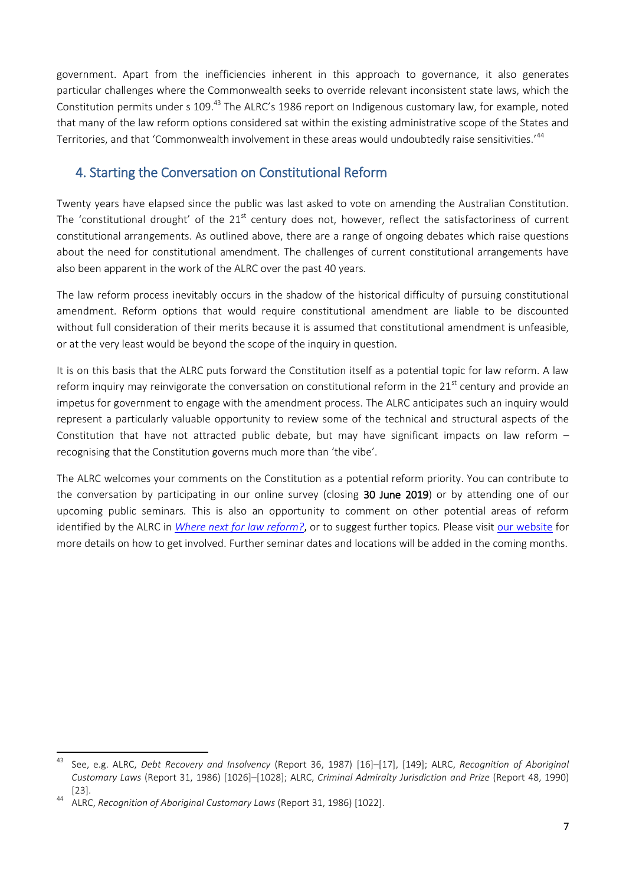government. Apart from the inefficiencies inherent in this approach to governance, it also generates particular challenges where the Commonwealth seeks to override relevant inconsistent state laws, which the Constitution permits under s 109.[43] The ALRC's 1986 report on Indigenous customary law, for example, noted that many of the law reform options considered sat within the existing administrative scope of the States and Territories, and that 'Commonwealth involvement in these areas would undoubtedly raise sensitivities.'[44]

## 4. Starting the Conversation on Constitutional Reform

Twenty years have elapsed since the public was last asked to vote on amending the Australian Constitution. The 'constitutional drought' of the 21st century does not, however, reflect the satisfactoriness of current constitutional arrangements. As outlined above, there are a range of ongoing debates which raise questions about the need for constitutional amendment. The challenges of current constitutional arrangements have also been apparent in the work of the ALRC over the past 40 years.

The law reform process inevitably occurs in the shadow of the historical difficulty of pursuing constitutional amendment. Reform options that would require constitutional amendment are liable to be discounted without full consideration of their merits because it is assumed that constitutional amendment is unfeasible, or at the very least would be beyond the scope of the inquiry in question.

It is on this basis that the ALRC puts forward the Constitution itself as a potential topic for law reform. A law reform inquiry may reinvigorate the conversation on constitutional reform in the 21st century and provide an impetus for government to engage with the amendment process. The ALRC anticipates such an inquiry would represent a particularly valuable opportunity to review some of the technical and structural aspects of the Constitution that have not attracted public debate, but may have significant impacts on law reform – recognising that the Constitution governs much more than 'the vibe'.

The ALRC welcomes your comments on the Constitution as a potential reform priority. You can contribute to the conversation by participating in our online survey (closing **30 June 2019**) or by attending one of our upcoming public seminars. This is also an opportunity to comment on other potential areas of reform identified by the ALRC in *Where next for law reform?*, or to suggest further topics. Please visit our website for more details on how to get involved. Further seminar dates and locations will be added in the coming months.

---

43 See, e.g. ALRC, *Debt Recovery and Insolvency* (Report 36, 1987) [16]–[17], [149]; ALRC, *Recognition of Aboriginal Customary Laws* (Report 31, 1986) [1026]–[1028]; ALRC, *Criminal Admiralty Jurisdiction and Prize* (Report 48, 1990) [23].

44 ALRC, *Recognition of Aboriginal Customary Laws* (Report 31, 1986) [1022].